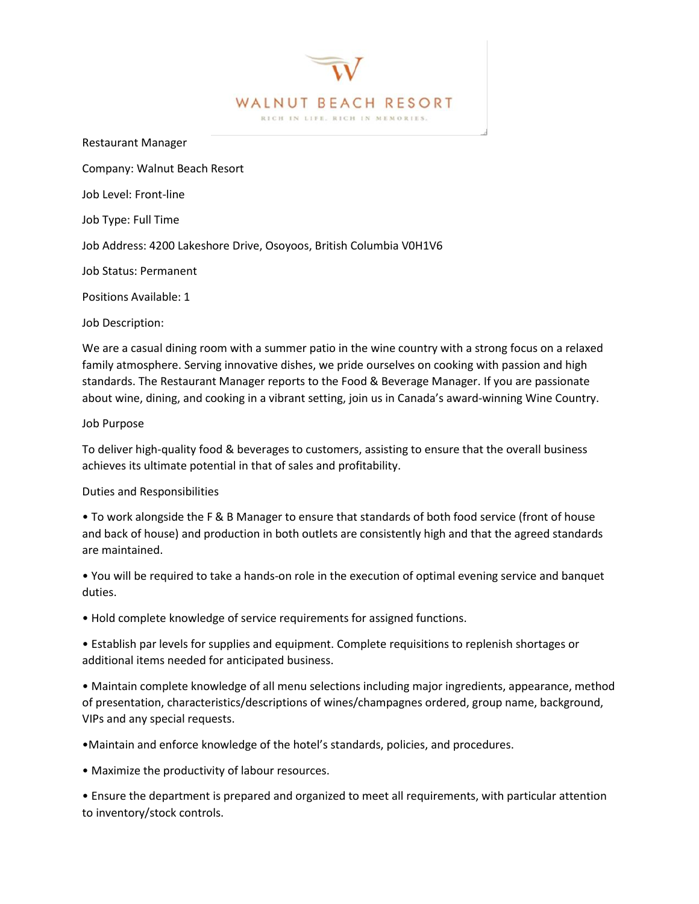WALNUT BEACH RESORT

RICH IN LIFE. RICH IN MEMORIES.

# Restaurant Manager

Company: Walnut Beach Resort

Job Level: Front-line

Job Type: Full Time

Job Address: 4200 Lakeshore Drive, Osoyoos, British Columbia V0H1V6

Job Status: Permanent

Positions Available: 1

## Job Description:

We are a casual dining room with a summer patio in the wine country with a strong focus on a relaxed family atmosphere. Serving innovative dishes, we pride ourselves on cooking with passion and high standards. The Restaurant Manager reports to the Food & Beverage Manager. If you are passionate about wine, dining, and cooking in a vibrant setting, join us in Canada's award-winning Wine Country.

## Job Purpose

To deliver high-quality food & beverages to customers, assisting to ensure that the overall business achieves its ultimate potential in that of sales and profitability.

## Duties and Responsibilities

- To work alongside the F & B Manager to ensure that standards of both food service (front of house and back of house) and production in both outlets are consistently high and that the agreed standards are maintained.
- You will be required to take a hands-on role in the execution of optimal evening service and banquet duties.
- Hold complete knowledge of service requirements for assigned functions.
- Establish par levels for supplies and equipment. Complete requisitions to replenish shortages or additional items needed for anticipated business.
- Maintain complete knowledge of all menu selections including major ingredients, appearance, method of presentation, characteristics/descriptions of wines/champagnes ordered, group name, background, VIPs and any special requests.
- Maintain and enforce knowledge of the hotel's standards, policies, and procedures.
- Maximize the productivity of labour resources.
- Ensure the department is prepared and organized to meet all requirements, with particular attention to inventory/stock controls.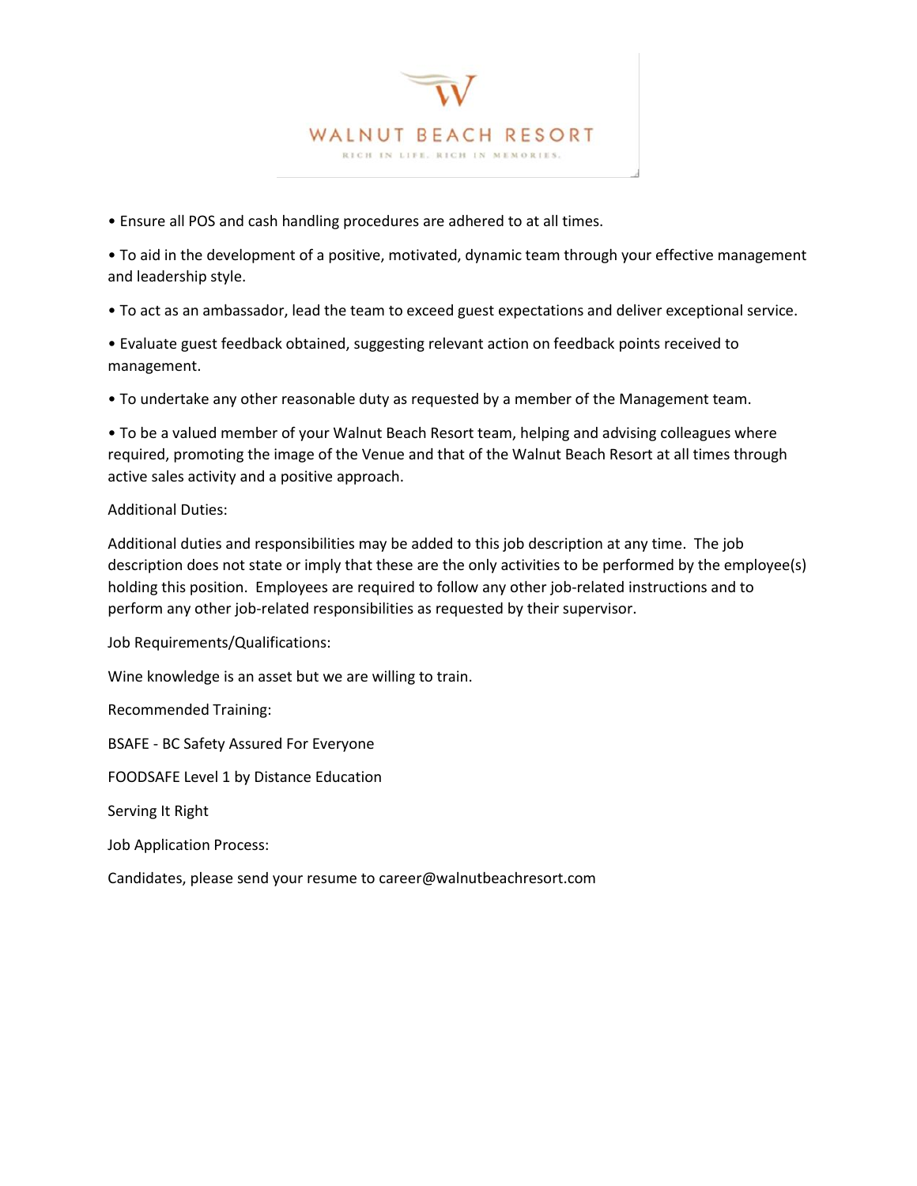WALNUT BEACH RESORT

RICH IN LIFE. RICH IN MEMORIES.

- Ensure all POS and cash handling procedures are adhered to at all times.
- To aid in the development of a positive, motivated, dynamic team through your effective management and leadership style.
- To act as an ambassador, lead the team to exceed guest expectations and deliver exceptional service.
- Evaluate guest feedback obtained, suggesting relevant action on feedback points received to management.
- To undertake any other reasonable duty as requested by a member of the Management team.
- To be a valued member of your Walnut Beach Resort team, helping and advising colleagues where required, promoting the image of the Venue and that of the Walnut Beach Resort at all times through active sales activity and a positive approach.

Additional Duties:

Additional duties and responsibilities may be added to this job description at any time. The job description does not state or imply that these are the only activities to be performed by the employee(s) holding this position. Employees are required to follow any other job-related instructions and to perform any other job-related responsibilities as requested by their supervisor.

Job Requirements/Qualifications:

Wine knowledge is an asset but we are willing to train.

Recommended Training:

BSAFE - BC Safety Assured For Everyone

FOODSAFE Level 1 by Distance Education

Serving It Right

Job Application Process:

Candidates, please send your resume to career@walnutbeachresort.com